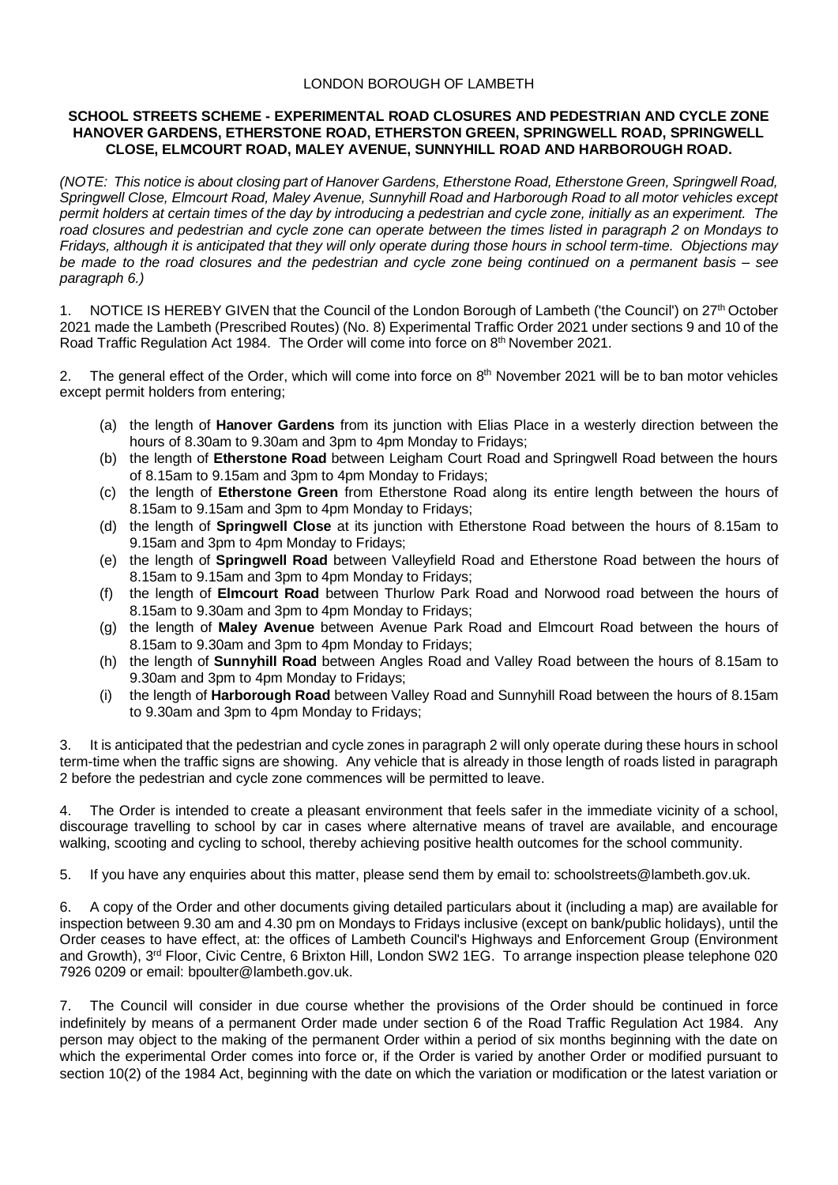LONDON BOROUGH OF LAMBETH

**SCHOOL STREETS SCHEME - EXPERIMENTAL ROAD CLOSURES AND PEDESTRIAN AND CYCLE ZONE HANOVER GARDENS, ETHERSTONE ROAD, ETHERSTON GREEN, SPRINGWELL ROAD, SPRINGWELL CLOSE, ELMCOURT ROAD, MALEY AVENUE, SUNNYHILL ROAD AND HARBOROUGH ROAD.**

*(NOTE: This notice is about closing part of Hanover Gardens, Etherstone Road, Etherstone Green, Springwell Road, Springwell Close, Elmcourt Road, Maley Avenue, Sunnyhill Road and Harborough Road to all motor vehicles except permit holders at certain times of the day by introducing a pedestrian and cycle zone, initially as an experiment. The road closures and pedestrian and cycle zone can operate between the times listed in paragraph 2 on Mondays to Fridays, although it is anticipated that they will only operate during those hours in school term-time. Objections may be made to the road closures and the pedestrian and cycle zone being continued on a permanent basis – see paragraph 6.)*

1. NOTICE IS HEREBY GIVEN that the Council of the London Borough of Lambeth ('the Council') on 27th October 2021 made the Lambeth (Prescribed Routes) (No. 8) Experimental Traffic Order 2021 under sections 9 and 10 of the Road Traffic Regulation Act 1984. The Order will come into force on 8th November 2021.

2. The general effect of the Order, which will come into force on 8th November 2021 will be to ban motor vehicles except permit holders from entering;

   (a) the length of **Hanover Gardens** from its junction with Elias Place in a westerly direction between the hours of 8.30am to 9.30am and 3pm to 4pm Monday to Fridays;
   (b) the length of **Etherstone Road** between Leigham Court Road and Springwell Road between the hours of 8.15am to 9.15am and 3pm to 4pm Monday to Fridays;
   (c) the length of **Etherstone Green** from Etherstone Road along its entire length between the hours of 8.15am to 9.15am and 3pm to 4pm Monday to Fridays;
   (d) the length of **Springwell Close** at its junction with Etherstone Road between the hours of 8.15am to 9.15am and 3pm to 4pm Monday to Fridays;
   (e) the length of **Springwell Road** between Valleyfield Road and Etherstone Road between the hours of 8.15am to 9.15am and 3pm to 4pm Monday to Fridays;
   (f) the length of **Elmcourt Road** between Thurlow Park Road and Norwood road between the hours of 8.15am to 9.30am and 3pm to 4pm Monday to Fridays;
   (g) the length of **Maley Avenue** between Avenue Park Road and Elmcourt Road between the hours of 8.15am to 9.30am and 3pm to 4pm Monday to Fridays;
   (h) the length of **Sunnyhill Road** between Angles Road and Valley Road between the hours of 8.15am to 9.30am and 3pm to 4pm Monday to Fridays;
   (i) the length of **Harborough Road** between Valley Road and Sunnyhill Road between the hours of 8.15am to 9.30am and 3pm to 4pm Monday to Fridays;

3. It is anticipated that the pedestrian and cycle zones in paragraph 2 will only operate during these hours in school term-time when the traffic signs are showing. Any vehicle that is already in those length of roads listed in paragraph 2 before the pedestrian and cycle zone commences will be permitted to leave.

4. The Order is intended to create a pleasant environment that feels safer in the immediate vicinity of a school, discourage travelling to school by car in cases where alternative means of travel are available, and encourage walking, scooting and cycling to school, thereby achieving positive health outcomes for the school community.

5. If you have any enquiries about this matter, please send them by email to: schoolstreets@lambeth.gov.uk.

6. A copy of the Order and other documents giving detailed particulars about it (including a map) are available for inspection between 9.30 am and 4.30 pm on Mondays to Fridays inclusive (except on bank/public holidays), until the Order ceases to have effect, at: the offices of Lambeth Council's Highways and Enforcement Group (Environment and Growth), 3rd Floor, Civic Centre, 6 Brixton Hill, London SW2 1EG. To arrange inspection please telephone 020 7926 0209 or email: bpoulter@lambeth.gov.uk.

7. The Council will consider in due course whether the provisions of the Order should be continued in force indefinitely by means of a permanent Order made under section 6 of the Road Traffic Regulation Act 1984. Any person may object to the making of the permanent Order within a period of six months beginning with the date on which the experimental Order comes into force or, if the Order is varied by another Order or modified pursuant to section 10(2) of the 1984 Act, beginning with the date on which the variation or modification or the latest variation or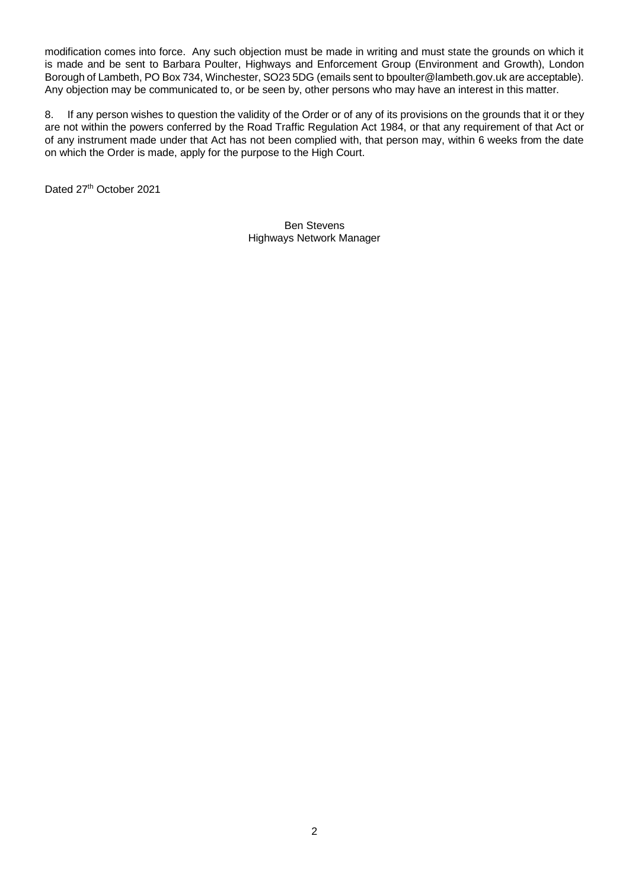modification comes into force. Any such objection must be made in writing and must state the grounds on which it is made and be sent to Barbara Poulter, Highways and Enforcement Group (Environment and Growth), London Borough of Lambeth, PO Box 734, Winchester, SO23 5DG (emails sent to bpoulter@lambeth.gov.uk are acceptable). Any objection may be communicated to, or be seen by, other persons who may have an interest in this matter.

8. If any person wishes to question the validity of the Order or of any of its provisions on the grounds that it or they are not within the powers conferred by the Road Traffic Regulation Act 1984, or that any requirement of that Act or of any instrument made under that Act has not been complied with, that person may, within 6 weeks from the date on which the Order is made, apply for the purpose to the High Court.

Dated 27th October 2021

Ben Stevens
Highways Network Manager